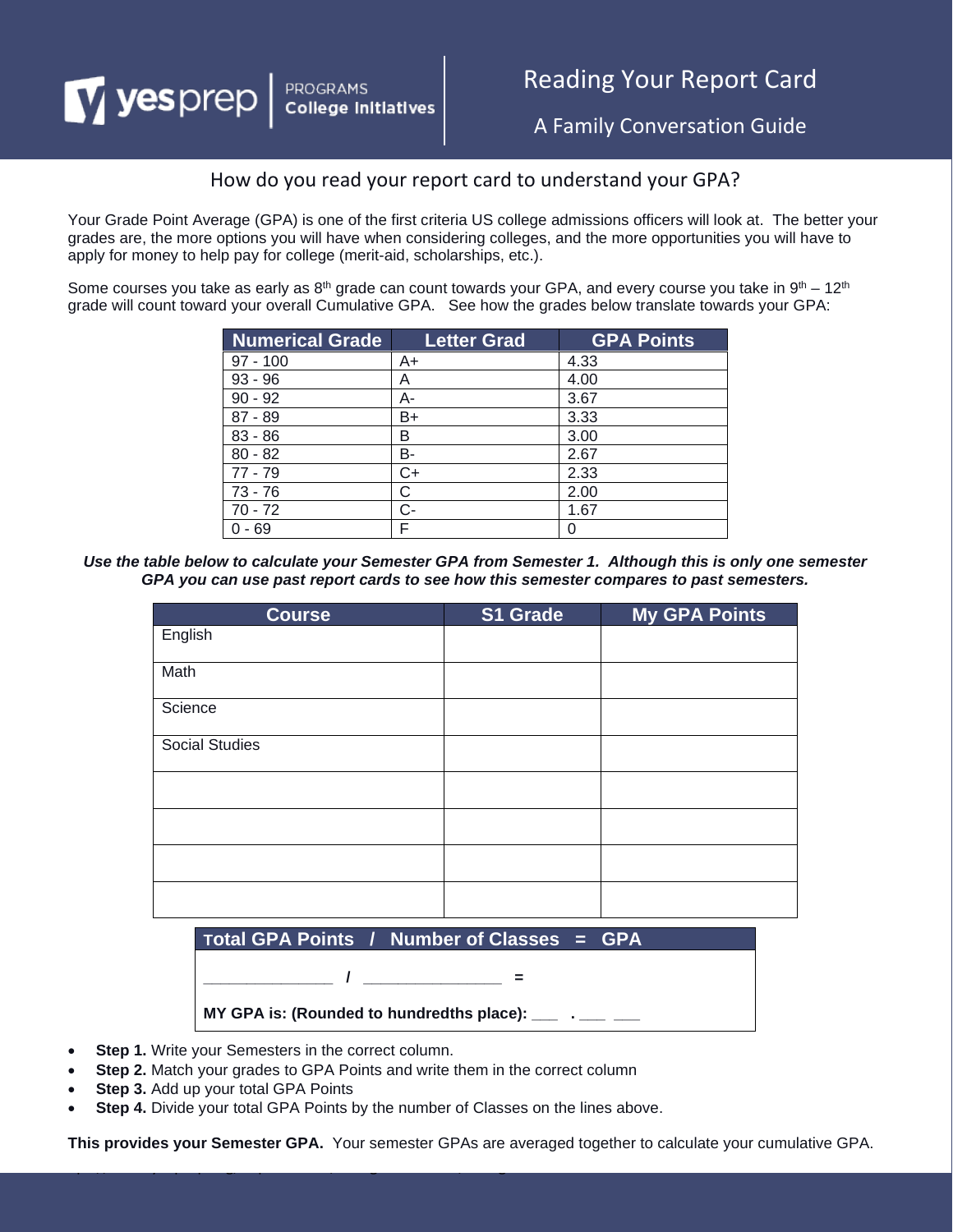# Reading Your Report Card

## A Family Conversation Guide

yesprep | PROGRAMS College Initiatives

### How do you read your report card to understand your GPA?

Your Grade Point Average (GPA) is one of the first criteria US college admissions officers will look at. The better your grades are, the more options you will have when considering colleges, and the more opportunities you will have to apply for money to help pay for college (merit-aid, scholarships, etc.).

Some courses you take as early as 8th grade can count towards your GPA, and every course you take in 9th – 12th grade will count toward your overall Cumulative GPA. See how the grades below translate towards your GPA:

| Numerical Grade | Letter Grad | GPA Points |
|---|---|---|
| 97 - 100 | A+ | 4.33 |
| 93 - 96 | A | 4.00 |
| 90 - 92 | A- | 3.67 |
| 87 - 89 | B+ | 3.33 |
| 83 - 86 | B | 3.00 |
| 80 - 82 | B- | 2.67 |
| 77 - 79 | C+ | 2.33 |
| 73 - 76 | C | 2.00 |
| 70 - 72 | C- | 1.67 |
| 0 - 69 | F | 0 |

***Use the table below to calculate your Semester GPA from Semester 1. Although this is only one semester GPA you can use past report cards to see how this semester compares to past semesters.***

| Course | S1 Grade | My GPA Points |
|---|---|---|
| English | | |
| Math | | |
| Science | | |
| Social Studies | | |
| | | |
| | | |
| | | |
| | | |

| Total GPA Points / Number of Classes = GPA |
|---|
| _____________ / ______________ = |
| **MY GPA is: (Rounded to hundredths place):** ___ . ___ ___ |

- **Step 1.** Write your Semesters in the correct column.
- **Step 2.** Match your grades to GPA Points and write them in the correct column
- **Step 3.** Add up your total GPA Points
- **Step 4.** Divide your total GPA Points by the number of Classes on the lines above.

**This provides your Semester GPA.** Your semester GPAs are averaged together to calculate your cumulative GPA.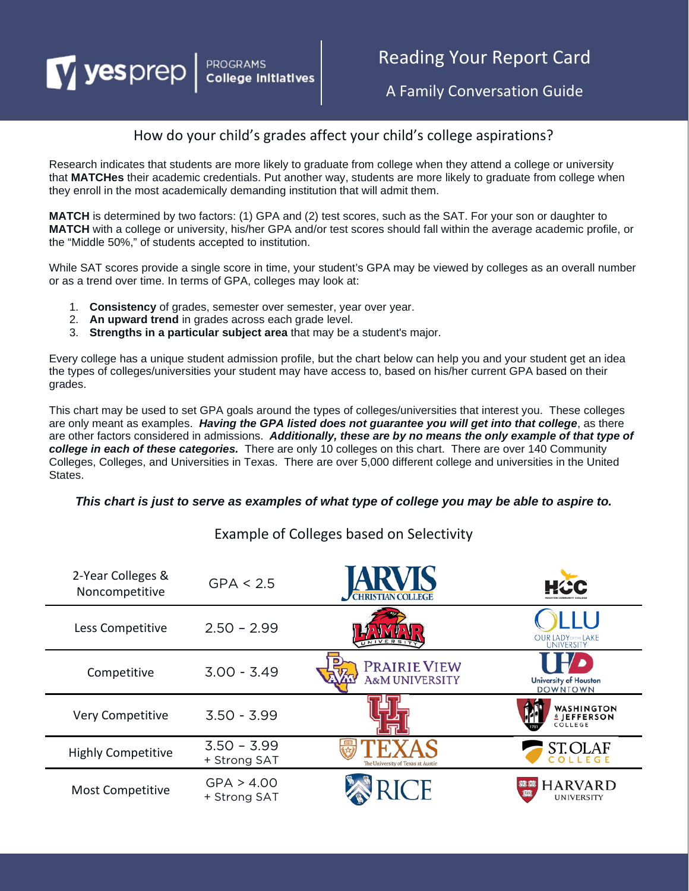# Reading Your Report Card

## A Family Conversation Guide

yesprep | PROGRAMS College Initiatives

### How do your child's grades affect your child's college aspirations?

Research indicates that students are more likely to graduate from college when they attend a college or university that **MATCHes** their academic credentials. Put another way, students are more likely to graduate from college when they enroll in the most academically demanding institution that will admit them.

**MATCH** is determined by two factors: (1) GPA and (2) test scores, such as the SAT. For your son or daughter to **MATCH** with a college or university, his/her GPA and/or test scores should fall within the average academic profile, or the "Middle 50%," of students accepted to institution.

While SAT scores provide a single score in time, your student's GPA may be viewed by colleges as an overall number or as a trend over time. In terms of GPA, colleges may look at:

1. **Consistency** of grades, semester over semester, year over year.
2. **An upward trend** in grades across each grade level.
3. **Strengths in a particular subject area** that may be a student's major.

Every college has a unique student admission profile, but the chart below can help you and your student get an idea the types of colleges/universities your student may have access to, based on his/her current GPA based on their grades.

This chart may be used to set GPA goals around the types of colleges/universities that interest you. These colleges are only meant as examples. ***Having the GPA listed does not guarantee you will get into that college***, as there are other factors considered in admissions. ***Additionally, these are by no means the only example of that type of college in each of these categories.*** There are only 10 colleges on this chart. There are over 140 Community Colleges, Colleges, and Universities in Texas. There are over 5,000 different college and universities in the United States.

***This chart is just to serve as examples of what type of college you may be able to aspire to.***

### Example of Colleges based on Selectivity

| Selectivity | GPA | Example College | Example College |
|---|---|---|---|
| 2-Year Colleges & Noncompetitive | GPA < 2.5 | Jarvis Christian College | HCC (Houston Community College) |
| Less Competitive | 2.50 – 2.99 | Lamar University | OLLU (Our Lady of the Lake University) |
| Competitive | 3.00 - 3.49 | Prairie View A&M University | UHD (University of Houston Downtown) |
| Very Competitive | 3.50 - 3.99 | UH | Washington & Jefferson College |
| Highly Competitive | 3.50 – 3.99 + Strong SAT | Texas (The University of Texas at Austin) | St. Olaf College |
| Most Competitive | GPA > 4.00 + Strong SAT | Rice | Harvard University |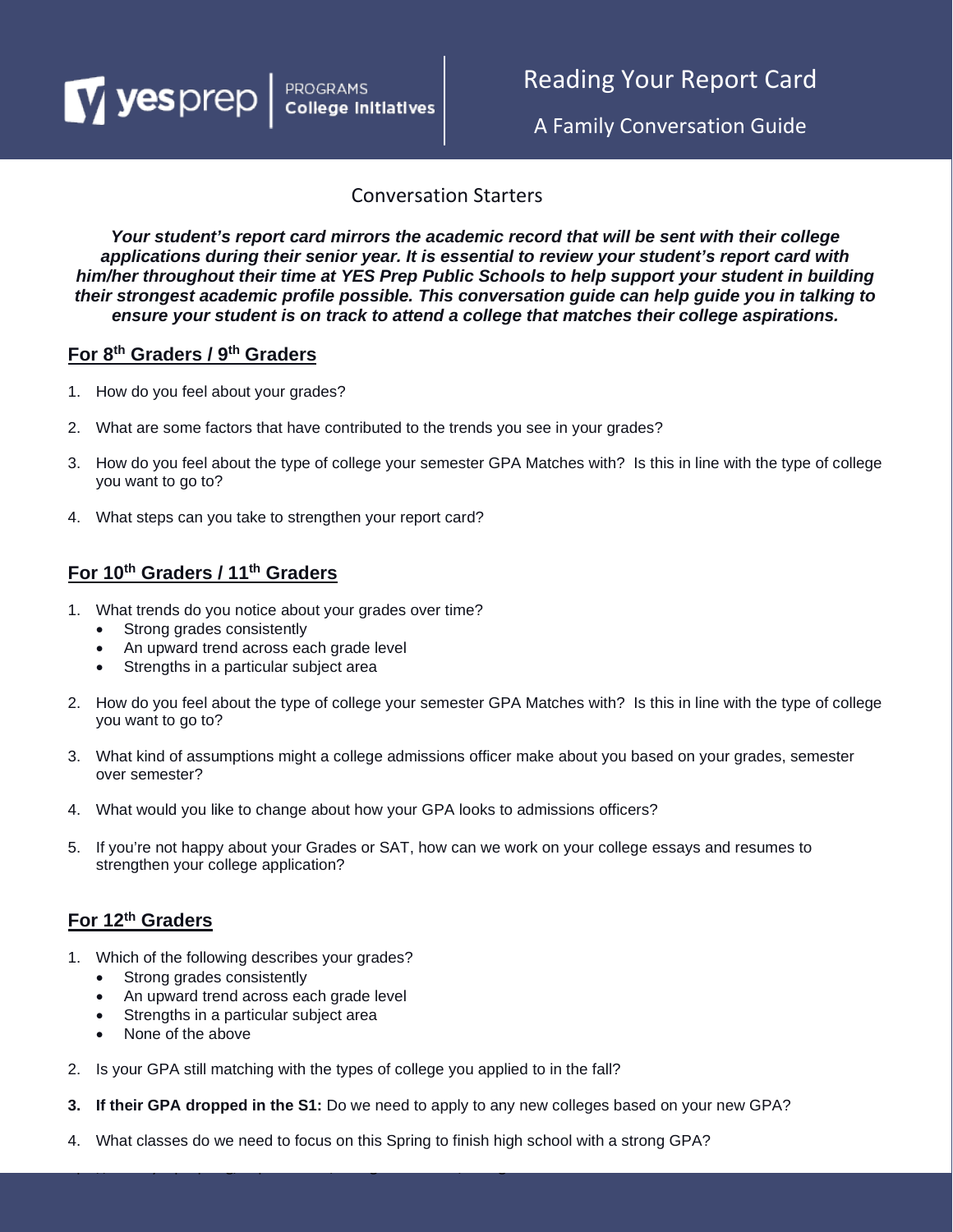yesprep | PROGRAMS College Initiatives

# Reading Your Report Card

A Family Conversation Guide

## Conversation Starters

***Your student's report card mirrors the academic record that will be sent with their college applications during their senior year. It is essential to review your student's report card with him/her throughout their time at YES Prep Public Schools to help support your student in building their strongest academic profile possible. This conversation guide can help guide you in talking to ensure your student is on track to attend a college that matches their college aspirations.***

### For 8th Graders / 9th Graders

1. How do you feel about your grades?
2. What are some factors that have contributed to the trends you see in your grades?
3. How do you feel about the type of college your semester GPA Matches with? Is this in line with the type of college you want to go to?
4. What steps can you take to strengthen your report card?

### For 10th Graders / 11th Graders

1. What trends do you notice about your grades over time?
   - Strong grades consistently
   - An upward trend across each grade level
   - Strengths in a particular subject area
2. How do you feel about the type of college your semester GPA Matches with? Is this in line with the type of college you want to go to?
3. What kind of assumptions might a college admissions officer make about you based on your grades, semester over semester?
4. What would you like to change about how your GPA looks to admissions officers?
5. If you're not happy about your Grades or SAT, how can we work on your college essays and resumes to strengthen your college application?

### For 12th Graders

1. Which of the following describes your grades?
   - Strong grades consistently
   - An upward trend across each grade level
   - Strengths in a particular subject area
   - None of the above
2. Is your GPA still matching with the types of college you applied to in the fall?
3. **If their GPA dropped in the S1:** Do we need to apply to any new colleges based on your new GPA?
4. What classes do we need to focus on this Spring to finish high school with a strong GPA?